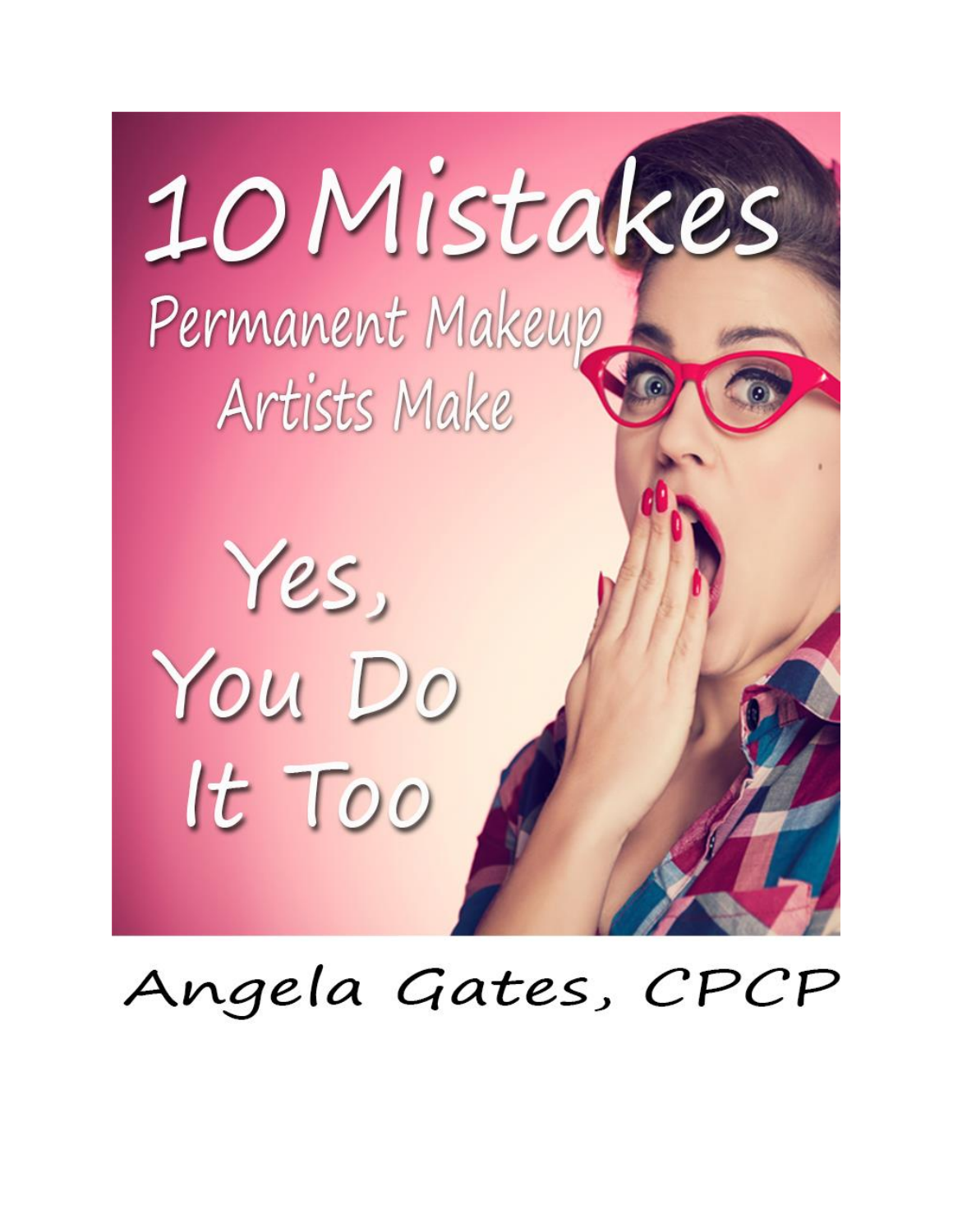# 10 Mistakes

## Permanent Makeup Artists Make

## Yes, You Do It Too

Angela Gates, CPCP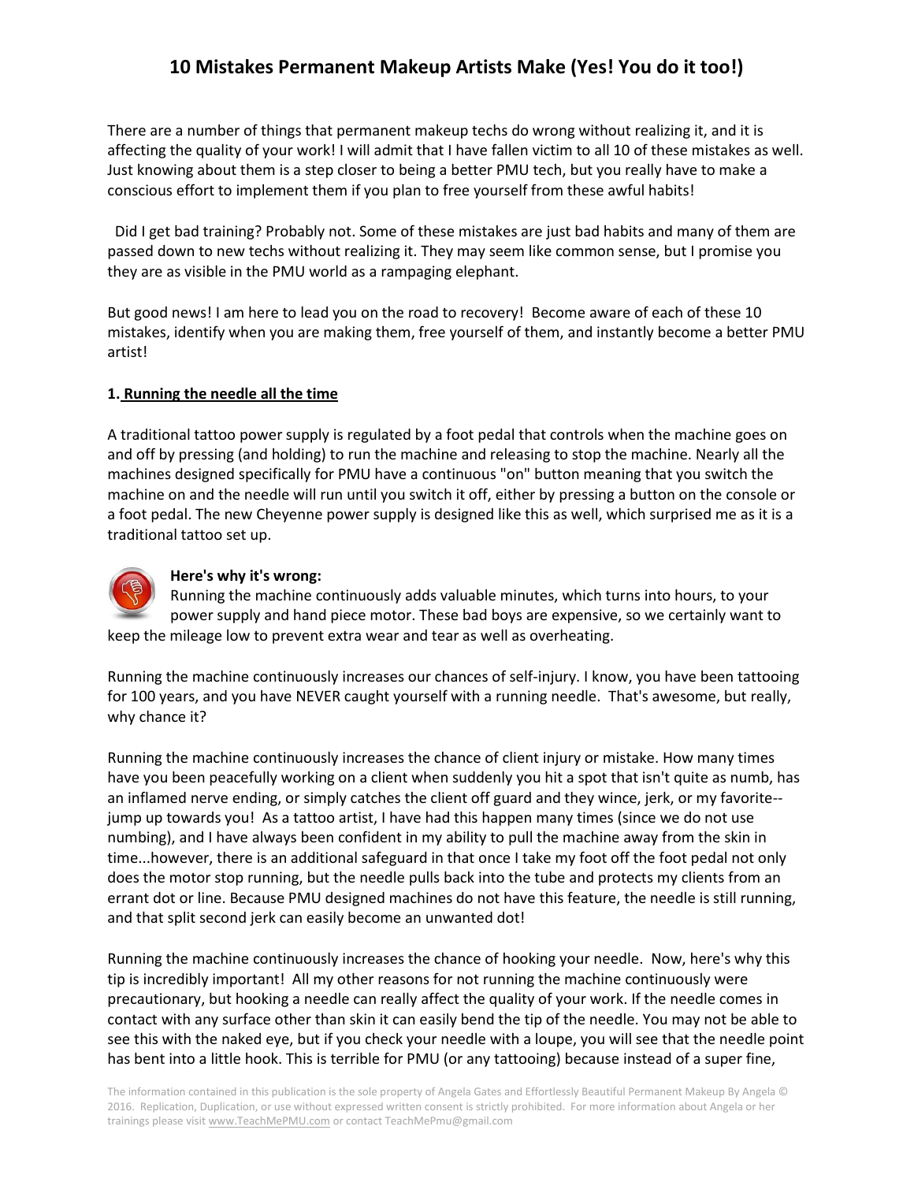# 10 Mistakes Permanent Makeup Artists Make (Yes! You do it too!)

There are a number of things that permanent makeup techs do wrong without realizing it, and it is affecting the quality of your work! I will admit that I have fallen victim to all 10 of these mistakes as well. Just knowing about them is a step closer to being a better PMU tech, but you really have to make a conscious effort to implement them if you plan to free yourself from these awful habits!

Did I get bad training? Probably not. Some of these mistakes are just bad habits and many of them are passed down to new techs without realizing it. They may seem like common sense, but I promise you they are as visible in the PMU world as a rampaging elephant.

But good news! I am here to lead you on the road to recovery! Become aware of each of these 10 mistakes, identify when you are making them, free yourself of them, and instantly become a better PMU artist!

**1. <u>Running the needle all the time</u>**

A traditional tattoo power supply is regulated by a foot pedal that controls when the machine goes on and off by pressing (and holding) to run the machine and releasing to stop the machine. Nearly all the machines designed specifically for PMU have a continuous "on" button meaning that you switch the machine on and the needle will run until you switch it off, either by pressing a button on the console or a foot pedal. The new Cheyenne power supply is designed like this as well, which surprised me as it is a traditional tattoo set up.

**Here's why it's wrong:**

Running the machine continuously adds valuable minutes, which turns into hours, to your power supply and hand piece motor. These bad boys are expensive, so we certainly want to keep the mileage low to prevent extra wear and tear as well as overheating.

Running the machine continuously increases our chances of self-injury. I know, you have been tattooing for 100 years, and you have NEVER caught yourself with a running needle. That's awesome, but really, why chance it?

Running the machine continuously increases the chance of client injury or mistake. How many times have you been peacefully working on a client when suddenly you hit a spot that isn't quite as numb, has an inflamed nerve ending, or simply catches the client off guard and they wince, jerk, or my favorite--jump up towards you! As a tattoo artist, I have had this happen many times (since we do not use numbing), and I have always been confident in my ability to pull the machine away from the skin in time...however, there is an additional safeguard in that once I take my foot off the foot pedal not only does the motor stop running, but the needle pulls back into the tube and protects my clients from an errant dot or line. Because PMU designed machines do not have this feature, the needle is still running, and that split second jerk can easily become an unwanted dot!

Running the machine continuously increases the chance of hooking your needle. Now, here's why this tip is incredibly important! All my other reasons for not running the machine continuously were precautionary, but hooking a needle can really affect the quality of your work. If the needle comes in contact with any surface other than skin it can easily bend the tip of the needle. You may not be able to see this with the naked eye, but if you check your needle with a loupe, you will see that the needle point has bent into a little hook. This is terrible for PMU (or any tattooing) because instead of a super fine,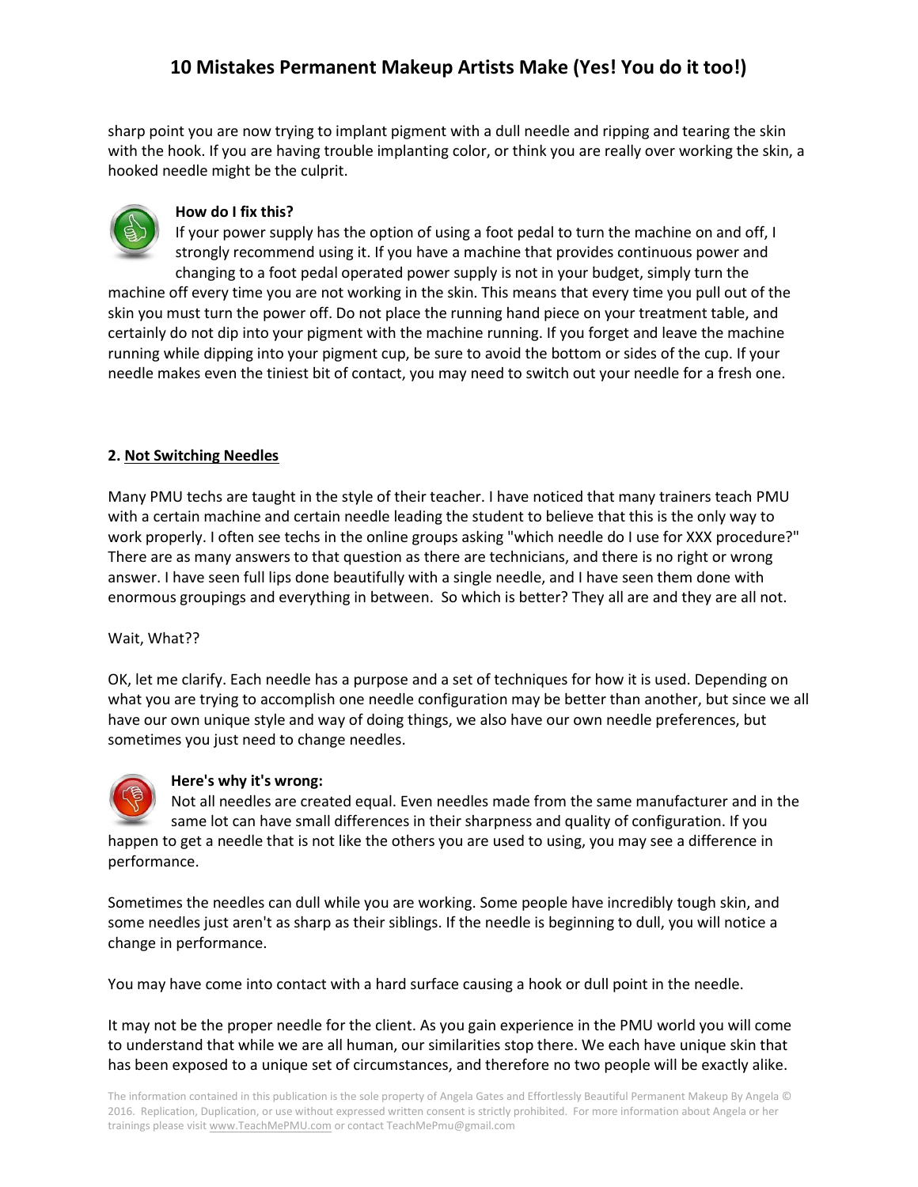sharp point you are now trying to implant pigment with a dull needle and ripping and tearing the skin with the hook. If you are having trouble implanting color, or think you are really over working the skin, a hooked needle might be the culprit.

**How do I fix this?**

If your power supply has the option of using a foot pedal to turn the machine on and off, I strongly recommend using it. If you have a machine that provides continuous power and changing to a foot pedal operated power supply is not in your budget, simply turn the machine off every time you are not working in the skin. This means that every time you pull out of the skin you must turn the power off. Do not place the running hand piece on your treatment table, and certainly do not dip into your pigment with the machine running. If you forget and leave the machine running while dipping into your pigment cup, be sure to avoid the bottom or sides of the cup. If your needle makes even the tiniest bit of contact, you may need to switch out your needle for a fresh one.

## 2. <u>Not Switching Needles</u>

Many PMU techs are taught in the style of their teacher. I have noticed that many trainers teach PMU with a certain machine and certain needle leading the student to believe that this is the only way to work properly. I often see techs in the online groups asking "which needle do I use for XXX procedure?" There are as many answers to that question as there are technicians, and there is no right or wrong answer. I have seen full lips done beautifully with a single needle, and I have seen them done with enormous groupings and everything in between. So which is better? They all are and they are all not.

Wait, What??

OK, let me clarify. Each needle has a purpose and a set of techniques for how it is used. Depending on what you are trying to accomplish one needle configuration may be better than another, but since we all have our own unique style and way of doing things, we also have our own needle preferences, but sometimes you just need to change needles.

**Here's why it's wrong:**

Not all needles are created equal. Even needles made from the same manufacturer and in the same lot can have small differences in their sharpness and quality of configuration. If you happen to get a needle that is not like the others you are used to using, you may see a difference in performance.

Sometimes the needles can dull while you are working. Some people have incredibly tough skin, and some needles just aren't as sharp as their siblings. If the needle is beginning to dull, you will notice a change in performance.

You may have come into contact with a hard surface causing a hook or dull point in the needle.

It may not be the proper needle for the client. As you gain experience in the PMU world you will come to understand that while we are all human, our similarities stop there. We each have unique skin that has been exposed to a unique set of circumstances, and therefore no two people will be exactly alike.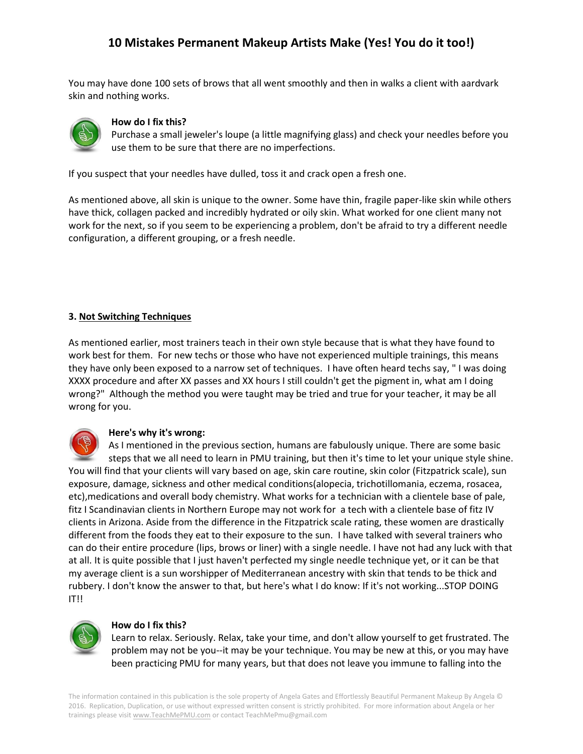You may have done 100 sets of brows that all went smoothly and then in walks a client with aardvark skin and nothing works.

**How do I fix this?**
Purchase a small jeweler's loupe (a little magnifying glass) and check your needles before you use them to be sure that there are no imperfections.

If you suspect that your needles have dulled, toss it and crack open a fresh one.

As mentioned above, all skin is unique to the owner. Some have thin, fragile paper-like skin while others have thick, collagen packed and incredibly hydrated or oily skin. What worked for one client many not work for the next, so if you seem to be experiencing a problem, don't be afraid to try a different needle configuration, a different grouping, or a fresh needle.

### 3. Not Switching Techniques

As mentioned earlier, most trainers teach in their own style because that is what they have found to work best for them. For new techs or those who have not experienced multiple trainings, this means they have only been exposed to a narrow set of techniques. I have often heard techs say, " I was doing XXXX procedure and after XX passes and XX hours I still couldn't get the pigment in, what am I doing wrong?" Although the method you were taught may be tried and true for your teacher, it may be all wrong for you.

**Here's why it's wrong:**
As I mentioned in the previous section, humans are fabulously unique. There are some basic steps that we all need to learn in PMU training, but then it's time to let your unique style shine. You will find that your clients will vary based on age, skin care routine, skin color (Fitzpatrick scale), sun exposure, damage, sickness and other medical conditions(alopecia, trichotillomania, eczema, rosacea, etc),medications and overall body chemistry. What works for a technician with a clientele base of pale, fitz I Scandinavian clients in Northern Europe may not work for a tech with a clientele base of fitz IV clients in Arizona. Aside from the difference in the Fitzpatrick scale rating, these women are drastically different from the foods they eat to their exposure to the sun. I have talked with several trainers who can do their entire procedure (lips, brows or liner) with a single needle. I have not had any luck with that at all. It is quite possible that I just haven't perfected my single needle technique yet, or it can be that my average client is a sun worshipper of Mediterranean ancestry with skin that tends to be thick and rubbery. I don't know the answer to that, but here's what I do know: If it's not working...STOP DOING IT!!

**How do I fix this?**
Learn to relax. Seriously. Relax, take your time, and don't allow yourself to get frustrated. The problem may not be you--it may be your technique. You may be new at this, or you may have been practicing PMU for many years, but that does not leave you immune to falling into the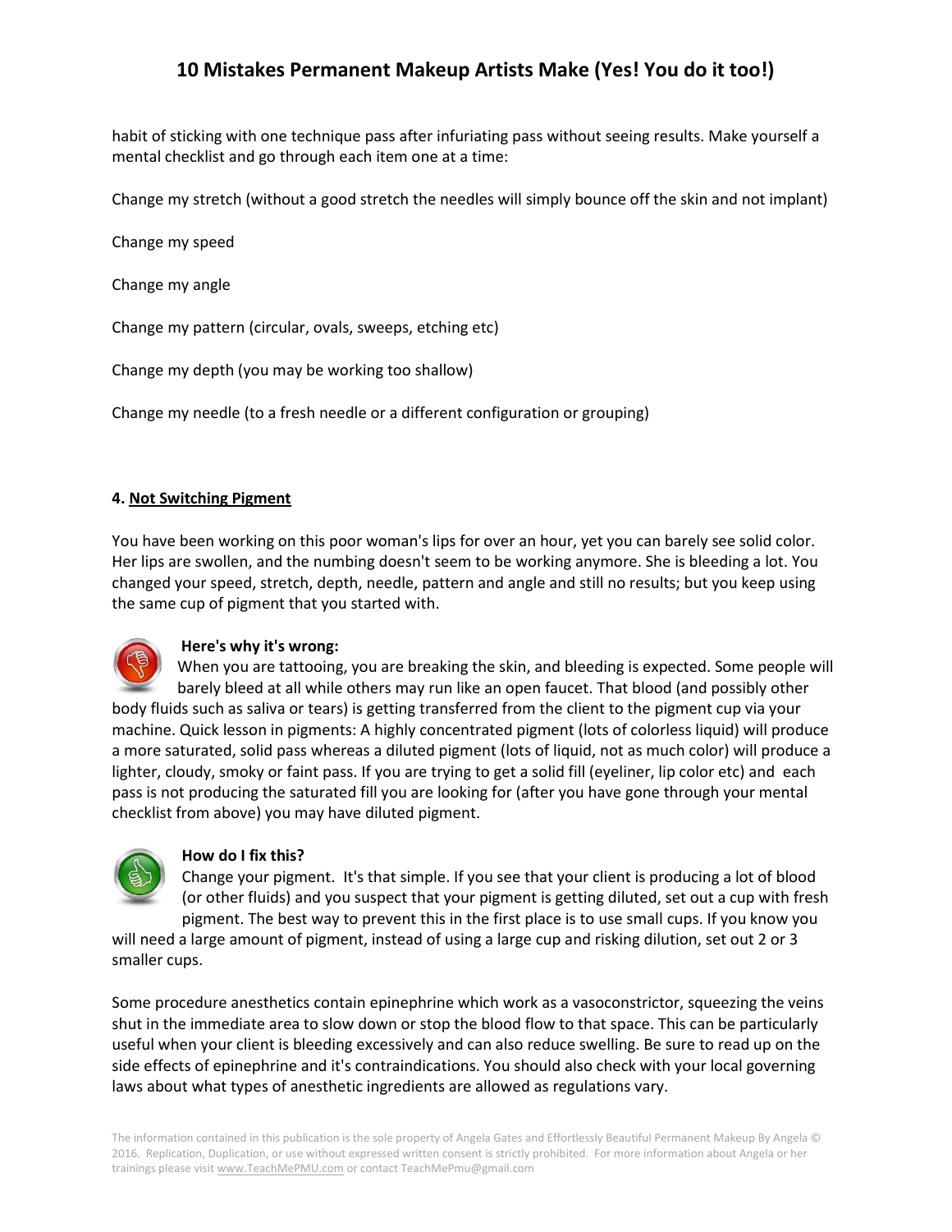habit of sticking with one technique pass after infuriating pass without seeing results. Make yourself a mental checklist and go through each item one at a time:

Change my stretch (without a good stretch the needles will simply bounce off the skin and not implant)

Change my speed

Change my angle

Change my pattern (circular, ovals, sweeps, etching etc)

Change my depth (you may be working too shallow)

Change my needle (to a fresh needle or a different configuration or grouping)

**4. Not Switching Pigment**

You have been working on this poor woman's lips for over an hour, yet you can barely see solid color. Her lips are swollen, and the numbing doesn't seem to be working anymore. She is bleeding a lot. You changed your speed, stretch, depth, needle, pattern and angle and still no results; but you keep using the same cup of pigment that you started with.

**Here's why it's wrong:**

When you are tattooing, you are breaking the skin, and bleeding is expected. Some people will barely bleed at all while others may run like an open faucet. That blood (and possibly other body fluids such as saliva or tears) is getting transferred from the client to the pigment cup via your machine. Quick lesson in pigments: A highly concentrated pigment (lots of colorless liquid) will produce a more saturated, solid pass whereas a diluted pigment (lots of liquid, not as much color) will produce a lighter, cloudy, smoky or faint pass. If you are trying to get a solid fill (eyeliner, lip color etc) and each pass is not producing the saturated fill you are looking for (after you have gone through your mental checklist from above) you may have diluted pigment.

**How do I fix this?**

Change your pigment. It's that simple. If you see that your client is producing a lot of blood (or other fluids) and you suspect that your pigment is getting diluted, set out a cup with fresh pigment. The best way to prevent this in the first place is to use small cups. If you know you will need a large amount of pigment, instead of using a large cup and risking dilution, set out 2 or 3 smaller cups.

Some procedure anesthetics contain epinephrine which work as a vasoconstrictor, squeezing the veins shut in the immediate area to slow down or stop the blood flow to that space. This can be particularly useful when your client is bleeding excessively and can also reduce swelling. Be sure to read up on the side effects of epinephrine and it's contraindications. You should also check with your local governing laws about what types of anesthetic ingredients are allowed as regulations vary.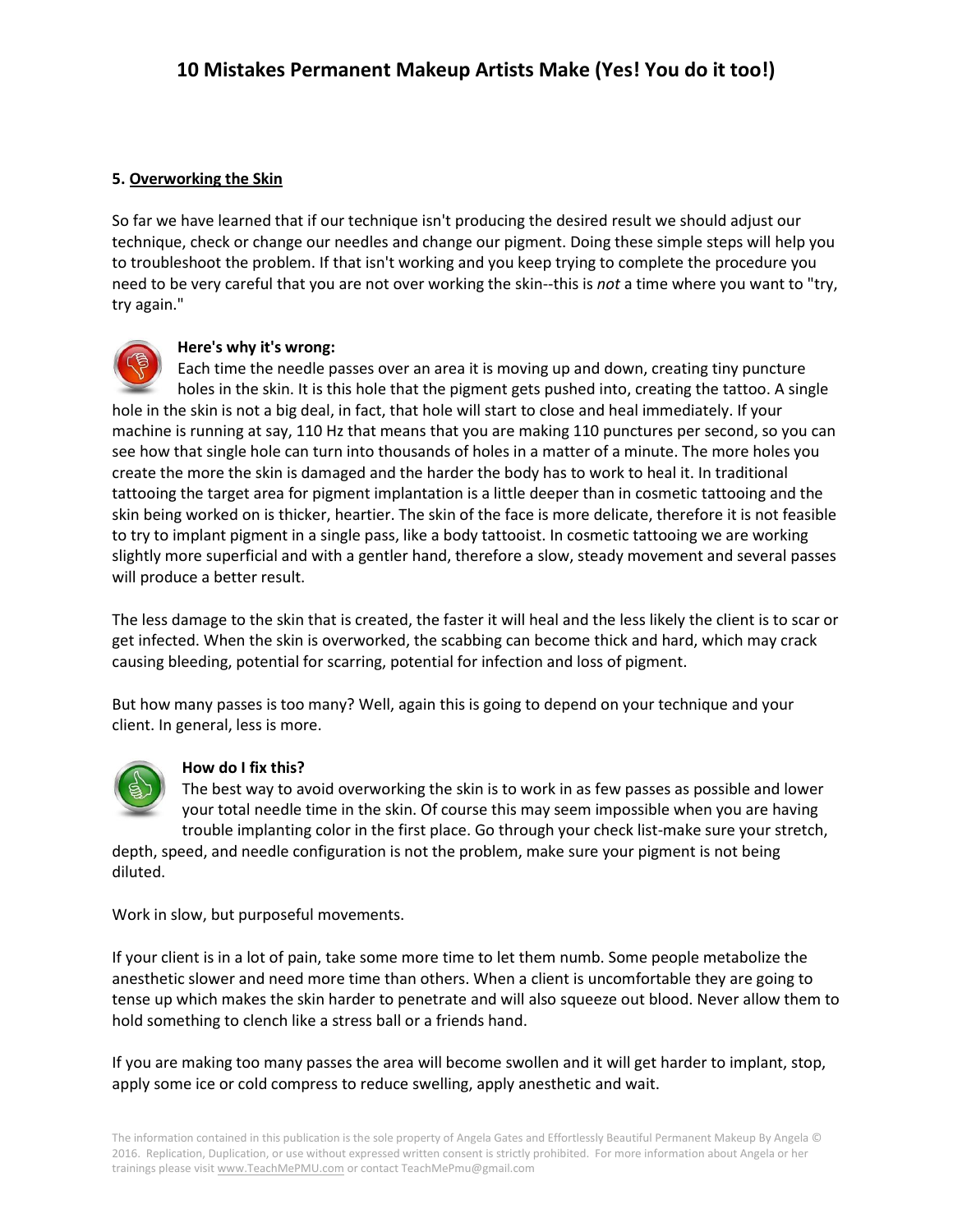### 5. Overworking the Skin

So far we have learned that if our technique isn't producing the desired result we should adjust our technique, check or change our needles and change our pigment. Doing these simple steps will help you to troubleshoot the problem. If that isn't working and you keep trying to complete the procedure you need to be very careful that you are not over working the skin--this is *not* a time where you want to "try, try again."

**Here's why it's wrong:**

Each time the needle passes over an area it is moving up and down, creating tiny puncture holes in the skin. It is this hole that the pigment gets pushed into, creating the tattoo. A single hole in the skin is not a big deal, in fact, that hole will start to close and heal immediately. If your machine is running at say, 110 Hz that means that you are making 110 punctures per second, so you can see how that single hole can turn into thousands of holes in a matter of a minute. The more holes you create the more the skin is damaged and the harder the body has to work to heal it. In traditional tattooing the target area for pigment implantation is a little deeper than in cosmetic tattooing and the skin being worked on is thicker, heartier. The skin of the face is more delicate, therefore it is not feasible to try to implant pigment in a single pass, like a body tattooist. In cosmetic tattooing we are working slightly more superficial and with a gentler hand, therefore a slow, steady movement and several passes will produce a better result.

The less damage to the skin that is created, the faster it will heal and the less likely the client is to scar or get infected. When the skin is overworked, the scabbing can become thick and hard, which may crack causing bleeding, potential for scarring, potential for infection and loss of pigment.

But how many passes is too many? Well, again this is going to depend on your technique and your client. In general, less is more.

**How do I fix this?**

The best way to avoid overworking the skin is to work in as few passes as possible and lower your total needle time in the skin. Of course this may seem impossible when you are having trouble implanting color in the first place. Go through your check list-make sure your stretch, depth, speed, and needle configuration is not the problem, make sure your pigment is not being diluted.

Work in slow, but purposeful movements.

If your client is in a lot of pain, take some more time to let them numb. Some people metabolize the anesthetic slower and need more time than others. When a client is uncomfortable they are going to tense up which makes the skin harder to penetrate and will also squeeze out blood. Never allow them to hold something to clench like a stress ball or a friends hand.

If you are making too many passes the area will become swollen and it will get harder to implant, stop, apply some ice or cold compress to reduce swelling, apply anesthetic and wait.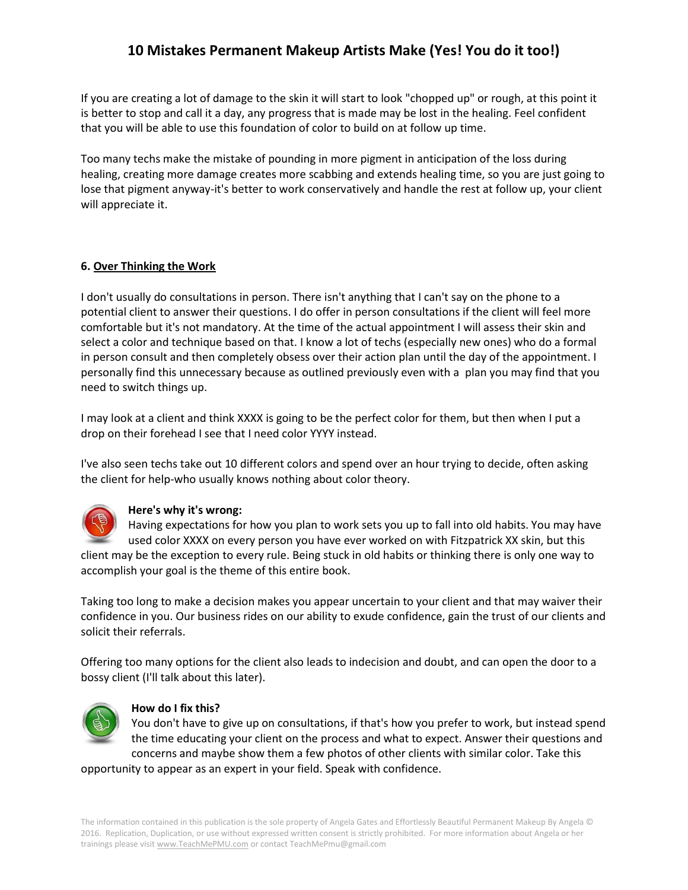If you are creating a lot of damage to the skin it will start to look "chopped up" or rough, at this point it is better to stop and call it a day, any progress that is made may be lost in the healing. Feel confident that you will be able to use this foundation of color to build on at follow up time.

Too many techs make the mistake of pounding in more pigment in anticipation of the loss during healing, creating more damage creates more scabbing and extends healing time, so you are just going to lose that pigment anyway-it's better to work conservatively and handle the rest at follow up, your client will appreciate it.

**6. Over Thinking the Work**

I don't usually do consultations in person. There isn't anything that I can't say on the phone to a potential client to answer their questions. I do offer in person consultations if the client will feel more comfortable but it's not mandatory. At the time of the actual appointment I will assess their skin and select a color and technique based on that. I know a lot of techs (especially new ones) who do a formal in person consult and then completely obsess over their action plan until the day of the appointment. I personally find this unnecessary because as outlined previously even with a plan you may find that you need to switch things up.

I may look at a client and think XXXX is going to be the perfect color for them, but then when I put a drop on their forehead I see that I need color YYYY instead.

I've also seen techs take out 10 different colors and spend over an hour trying to decide, often asking the client for help-who usually knows nothing about color theory.

**Here's why it's wrong:**
Having expectations for how you plan to work sets you up to fall into old habits. You may have used color XXXX on every person you have ever worked on with Fitzpatrick XX skin, but this client may be the exception to every rule. Being stuck in old habits or thinking there is only one way to accomplish your goal is the theme of this entire book.

Taking too long to make a decision makes you appear uncertain to your client and that may waiver their confidence in you. Our business rides on our ability to exude confidence, gain the trust of our clients and solicit their referrals.

Offering too many options for the client also leads to indecision and doubt, and can open the door to a bossy client (I'll talk about this later).

**How do I fix this?**
You don't have to give up on consultations, if that's how you prefer to work, but instead spend the time educating your client on the process and what to expect. Answer their questions and concerns and maybe show them a few photos of other clients with similar color. Take this opportunity to appear as an expert in your field. Speak with confidence.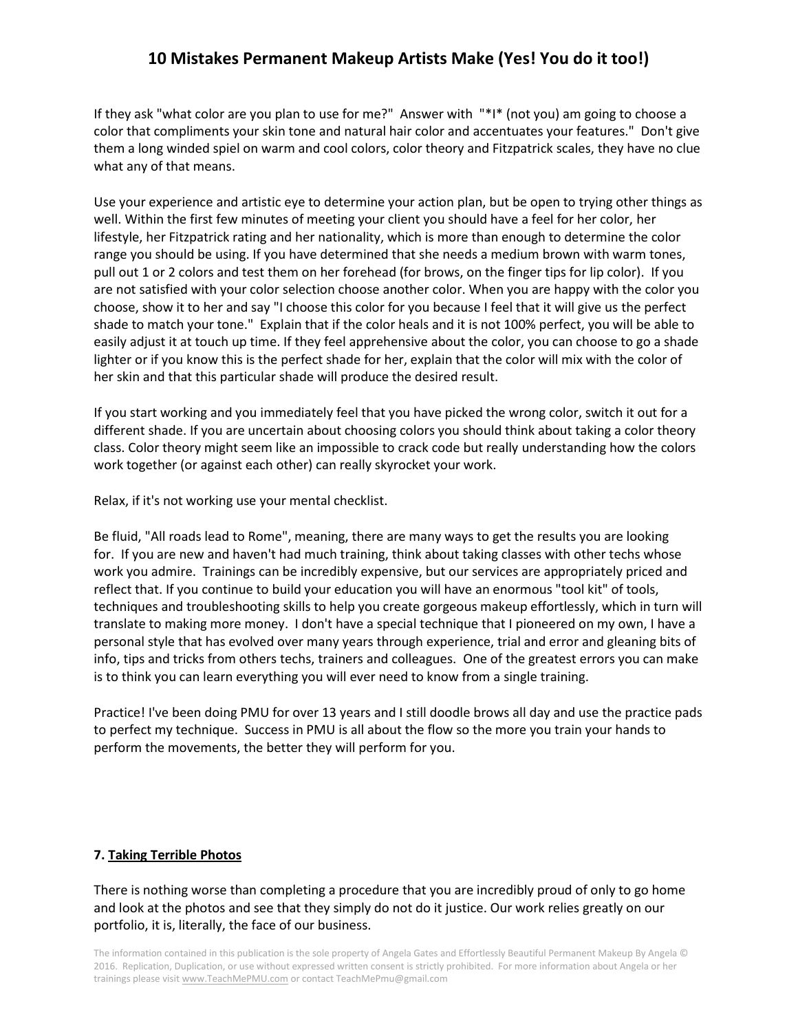If they ask "what color are you plan to use for me?" Answer with "*I* (not you) am going to choose a color that compliments your skin tone and natural hair color and accentuates your features." Don't give them a long winded spiel on warm and cool colors, color theory and Fitzpatrick scales, they have no clue what any of that means.

Use your experience and artistic eye to determine your action plan, but be open to trying other things as well. Within the first few minutes of meeting your client you should have a feel for her color, her lifestyle, her Fitzpatrick rating and her nationality, which is more than enough to determine the color range you should be using. If you have determined that she needs a medium brown with warm tones, pull out 1 or 2 colors and test them on her forehead (for brows, on the finger tips for lip color). If you are not satisfied with your color selection choose another color. When you are happy with the color you choose, show it to her and say "I choose this color for you because I feel that it will give us the perfect shade to match your tone." Explain that if the color heals and it is not 100% perfect, you will be able to easily adjust it at touch up time. If they feel apprehensive about the color, you can choose to go a shade lighter or if you know this is the perfect shade for her, explain that the color will mix with the color of her skin and that this particular shade will produce the desired result.

If you start working and you immediately feel that you have picked the wrong color, switch it out for a different shade. If you are uncertain about choosing colors you should think about taking a color theory class. Color theory might seem like an impossible to crack code but really understanding how the colors work together (or against each other) can really skyrocket your work.

Relax, if it's not working use your mental checklist.

Be fluid, "All roads lead to Rome", meaning, there are many ways to get the results you are looking for. If you are new and haven't had much training, think about taking classes with other techs whose work you admire. Trainings can be incredibly expensive, but our services are appropriately priced and reflect that. If you continue to build your education you will have an enormous "tool kit" of tools, techniques and troubleshooting skills to help you create gorgeous makeup effortlessly, which in turn will translate to making more money. I don't have a special technique that I pioneered on my own, I have a personal style that has evolved over many years through experience, trial and error and gleaning bits of info, tips and tricks from others techs, trainers and colleagues. One of the greatest errors you can make is to think you can learn everything you will ever need to know from a single training.

Practice! I've been doing PMU for over 13 years and I still doodle brows all day and use the practice pads to perfect my technique. Success in PMU is all about the flow so the more you train your hands to perform the movements, the better they will perform for you.

### 7. Taking Terrible Photos

There is nothing worse than completing a procedure that you are incredibly proud of only to go home and look at the photos and see that they simply do not do it justice. Our work relies greatly on our portfolio, it is, literally, the face of our business.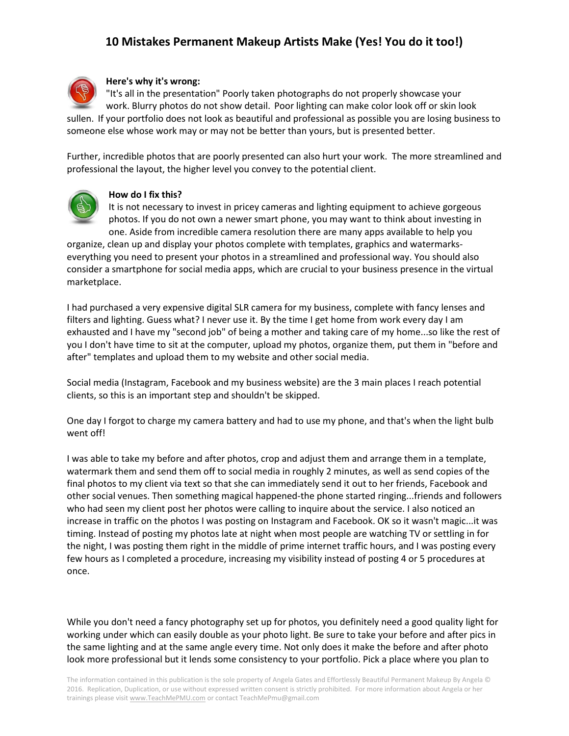# 10 Mistakes Permanent Makeup Artists Make (Yes! You do it too!)

**Here's why it's wrong:**

"It's all in the presentation" Poorly taken photographs do not properly showcase your work. Blurry photos do not show detail. Poor lighting can make color look off or skin look sullen. If your portfolio does not look as beautiful and professional as possible you are losing business to someone else whose work may or may not be better than yours, but is presented better.

Further, incredible photos that are poorly presented can also hurt your work. The more streamlined and professional the layout, the higher level you convey to the potential client.

**How do I fix this?**

It is not necessary to invest in pricey cameras and lighting equipment to achieve gorgeous photos. If you do not own a newer smart phone, you may want to think about investing in one. Aside from incredible camera resolution there are many apps available to help you organize, clean up and display your photos complete with templates, graphics and watermarks- everything you need to present your photos in a streamlined and professional way. You should also consider a smartphone for social media apps, which are crucial to your business presence in the virtual marketplace.

I had purchased a very expensive digital SLR camera for my business, complete with fancy lenses and filters and lighting. Guess what? I never use it. By the time I get home from work every day I am exhausted and I have my "second job" of being a mother and taking care of my home...so like the rest of you I don't have time to sit at the computer, upload my photos, organize them, put them in "before and after" templates and upload them to my website and other social media.

Social media (Instagram, Facebook and my business website) are the 3 main places I reach potential clients, so this is an important step and shouldn't be skipped.

One day I forgot to charge my camera battery and had to use my phone, and that's when the light bulb went off!

I was able to take my before and after photos, crop and adjust them and arrange them in a template, watermark them and send them off to social media in roughly 2 minutes, as well as send copies of the final photos to my client via text so that she can immediately send it out to her friends, Facebook and other social venues. Then something magical happened-the phone started ringing...friends and followers who had seen my client post her photos were calling to inquire about the service. I also noticed an increase in traffic on the photos I was posting on Instagram and Facebook. OK so it wasn't magic...it was timing. Instead of posting my photos late at night when most people are watching TV or settling in for the night, I was posting them right in the middle of prime internet traffic hours, and I was posting every few hours as I completed a procedure, increasing my visibility instead of posting 4 or 5 procedures at once.

While you don't need a fancy photography set up for photos, you definitely need a good quality light for working under which can easily double as your photo light. Be sure to take your before and after pics in the same lighting and at the same angle every time. Not only does it make the before and after photo look more professional but it lends some consistency to your portfolio. Pick a place where you plan to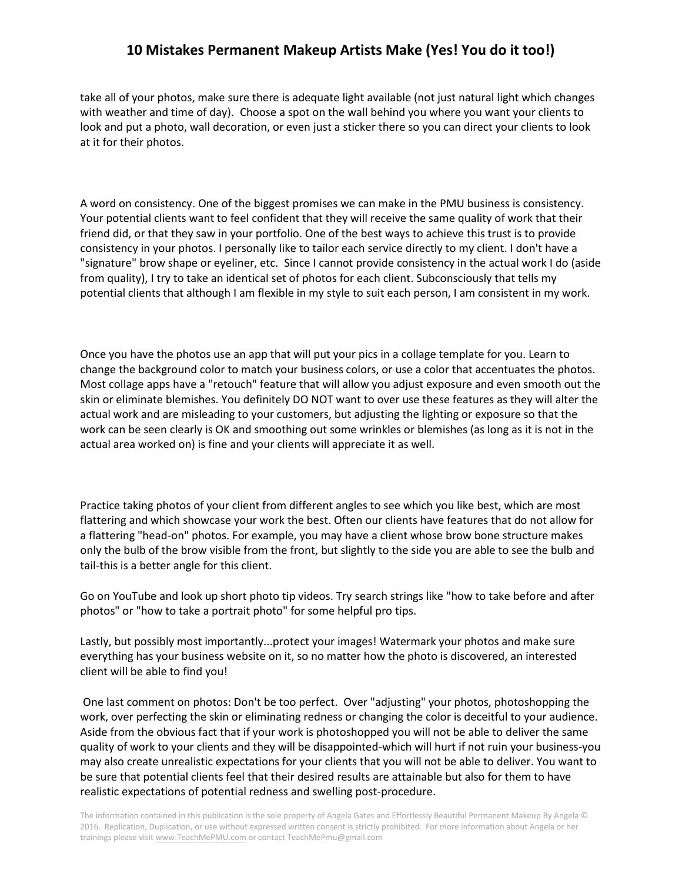take all of your photos, make sure there is adequate light available (not just natural light which changes with weather and time of day). Choose a spot on the wall behind you where you want your clients to look and put a photo, wall decoration, or even just a sticker there so you can direct your clients to look at it for their photos.

A word on consistency. One of the biggest promises we can make in the PMU business is consistency. Your potential clients want to feel confident that they will receive the same quality of work that their friend did, or that they saw in your portfolio. One of the best ways to achieve this trust is to provide consistency in your photos. I personally like to tailor each service directly to my client. I don't have a "signature" brow shape or eyeliner, etc. Since I cannot provide consistency in the actual work I do (aside from quality), I try to take an identical set of photos for each client. Subconsciously that tells my potential clients that although I am flexible in my style to suit each person, I am consistent in my work.

Once you have the photos use an app that will put your pics in a collage template for you. Learn to change the background color to match your business colors, or use a color that accentuates the photos. Most collage apps have a "retouch" feature that will allow you adjust exposure and even smooth out the skin or eliminate blemishes. You definitely DO NOT want to over use these features as they will alter the actual work and are misleading to your customers, but adjusting the lighting or exposure so that the work can be seen clearly is OK and smoothing out some wrinkles or blemishes (as long as it is not in the actual area worked on) is fine and your clients will appreciate it as well.

Practice taking photos of your client from different angles to see which you like best, which are most flattering and which showcase your work the best. Often our clients have features that do not allow for a flattering "head-on" photos. For example, you may have a client whose brow bone structure makes only the bulb of the brow visible from the front, but slightly to the side you are able to see the bulb and tail-this is a better angle for this client.

Go on YouTube and look up short photo tip videos. Try search strings like "how to take before and after photos" or "how to take a portrait photo" for some helpful pro tips.

Lastly, but possibly most importantly...protect your images! Watermark your photos and make sure everything has your business website on it, so no matter how the photo is discovered, an interested client will be able to find you!

One last comment on photos: Don't be too perfect. Over "adjusting" your photos, photoshopping the work, over perfecting the skin or eliminating redness or changing the color is deceitful to your audience. Aside from the obvious fact that if your work is photoshopped you will not be able to deliver the same quality of work to your clients and they will be disappointed-which will hurt if not ruin your business-you may also create unrealistic expectations for your clients that you will not be able to deliver. You want to be sure that potential clients feel that their desired results are attainable but also for them to have realistic expectations of potential redness and swelling post-procedure.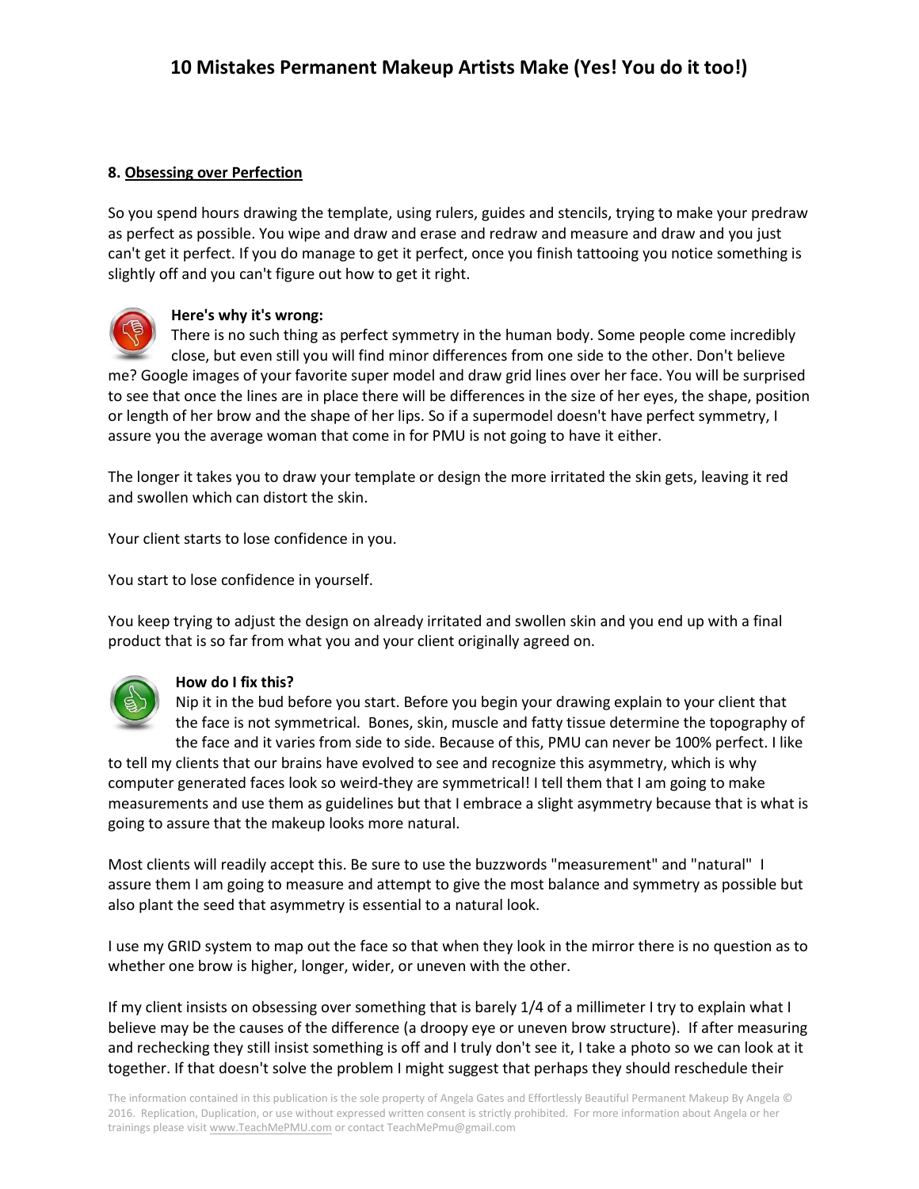### 8. <u>Obsessing over Perfection</u>

So you spend hours drawing the template, using rulers, guides and stencils, trying to make your predraw as perfect as possible. You wipe and draw and erase and redraw and measure and draw and you just can't get it perfect. If you do manage to get it perfect, once you finish tattooing you notice something is slightly off and you can't figure out how to get it right.

**Here's why it's wrong:**

There is no such thing as perfect symmetry in the human body. Some people come incredibly close, but even still you will find minor differences from one side to the other. Don't believe me? Google images of your favorite super model and draw grid lines over her face. You will be surprised to see that once the lines are in place there will be differences in the size of her eyes, the shape, position or length of her brow and the shape of her lips. So if a supermodel doesn't have perfect symmetry, I assure you the average woman that come in for PMU is not going to have it either.

The longer it takes you to draw your template or design the more irritated the skin gets, leaving it red and swollen which can distort the skin.

Your client starts to lose confidence in you.

You start to lose confidence in yourself.

You keep trying to adjust the design on already irritated and swollen skin and you end up with a final product that is so far from what you and your client originally agreed on.

**How do I fix this?**

Nip it in the bud before you start. Before you begin your drawing explain to your client that the face is not symmetrical. Bones, skin, muscle and fatty tissue determine the topography of the face and it varies from side to side. Because of this, PMU can never be 100% perfect. I like to tell my clients that our brains have evolved to see and recognize this asymmetry, which is why computer generated faces look so weird-they are symmetrical! I tell them that I am going to make measurements and use them as guidelines but that I embrace a slight asymmetry because that is what is going to assure that the makeup looks more natural.

Most clients will readily accept this. Be sure to use the buzzwords "measurement" and "natural" I assure them I am going to measure and attempt to give the most balance and symmetry as possible but also plant the seed that asymmetry is essential to a natural look.

I use my GRID system to map out the face so that when they look in the mirror there is no question as to whether one brow is higher, longer, wider, or uneven with the other.

If my client insists on obsessing over something that is barely 1/4 of a millimeter I try to explain what I believe may be the causes of the difference (a droopy eye or uneven brow structure). If after measuring and rechecking they still insist something is off and I truly don't see it, I take a photo so we can look at it together. If that doesn't solve the problem I might suggest that perhaps they should reschedule their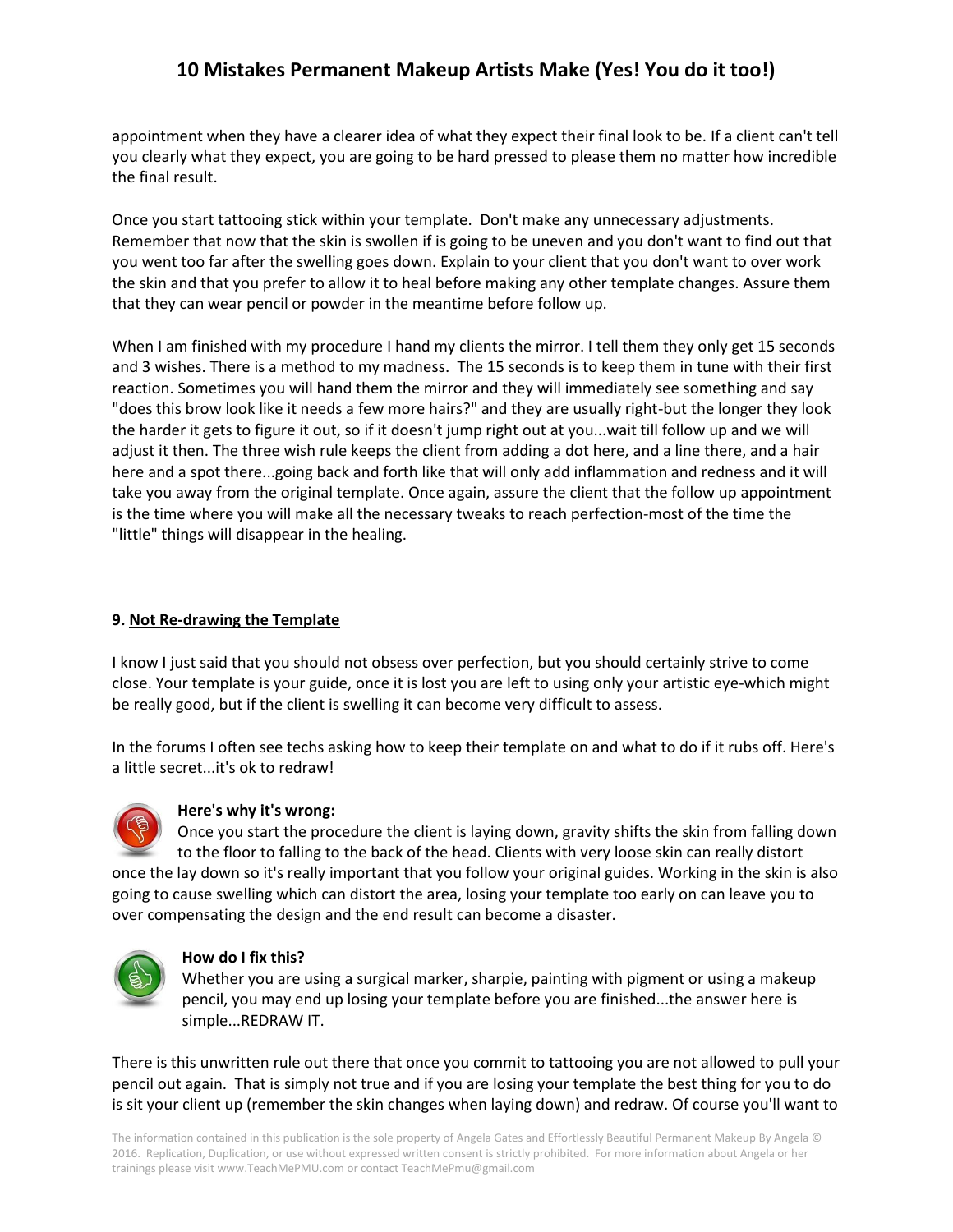appointment when they have a clearer idea of what they expect their final look to be. If a client can't tell you clearly what they expect, you are going to be hard pressed to please them no matter how incredible the final result.

Once you start tattooing stick within your template. Don't make any unnecessary adjustments. Remember that now that the skin is swollen if is going to be uneven and you don't want to find out that you went too far after the swelling goes down. Explain to your client that you don't want to over work the skin and that you prefer to allow it to heal before making any other template changes. Assure them that they can wear pencil or powder in the meantime before follow up.

When I am finished with my procedure I hand my clients the mirror. I tell them they only get 15 seconds and 3 wishes. There is a method to my madness. The 15 seconds is to keep them in tune with their first reaction. Sometimes you will hand them the mirror and they will immediately see something and say "does this brow look like it needs a few more hairs?" and they are usually right-but the longer they look the harder it gets to figure it out, so if it doesn't jump right out at you...wait till follow up and we will adjust it then. The three wish rule keeps the client from adding a dot here, and a line there, and a hair here and a spot there...going back and forth like that will only add inflammation and redness and it will take you away from the original template. Once again, assure the client that the follow up appointment is the time where you will make all the necessary tweaks to reach perfection-most of the time the "little" things will disappear in the healing.

### 9. Not Re-drawing the Template

I know I just said that you should not obsess over perfection, but you should certainly strive to come close. Your template is your guide, once it is lost you are left to using only your artistic eye-which might be really good, but if the client is swelling it can become very difficult to assess.

In the forums I often see techs asking how to keep their template on and what to do if it rubs off. Here's a little secret...it's ok to redraw!

**Here's why it's wrong:**

Once you start the procedure the client is laying down, gravity shifts the skin from falling down to the floor to falling to the back of the head. Clients with very loose skin can really distort once the lay down so it's really important that you follow your original guides. Working in the skin is also going to cause swelling which can distort the area, losing your template too early on can leave you to over compensating the design and the end result can become a disaster.

**How do I fix this?**

Whether you are using a surgical marker, sharpie, painting with pigment or using a makeup pencil, you may end up losing your template before you are finished...the answer here is simple...REDRAW IT.

There is this unwritten rule out there that once you commit to tattooing you are not allowed to pull your pencil out again. That is simply not true and if you are losing your template the best thing for you to do is sit your client up (remember the skin changes when laying down) and redraw. Of course you'll want to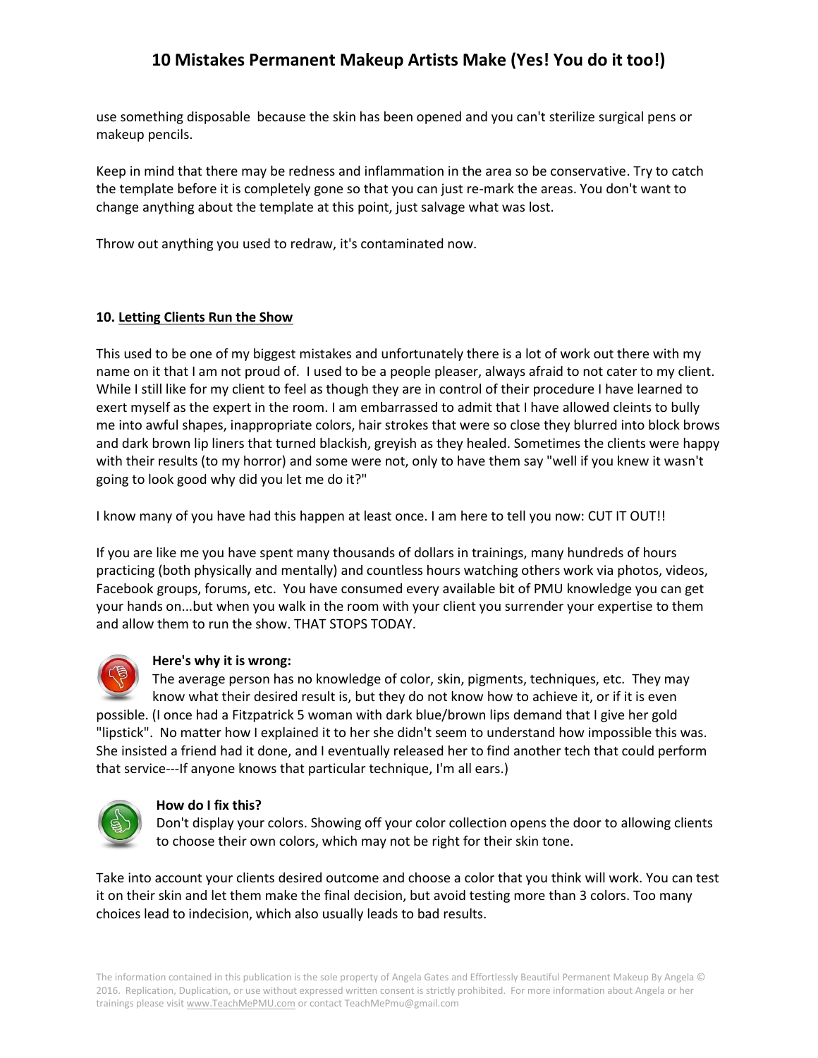use something disposable because the skin has been opened and you can't sterilize surgical pens or makeup pencils.

Keep in mind that there may be redness and inflammation in the area so be conservative. Try to catch the template before it is completely gone so that you can just re-mark the areas. You don't want to change anything about the template at this point, just salvage what was lost.

Throw out anything you used to redraw, it's contaminated now.

**10. Letting Clients Run the Show**

This used to be one of my biggest mistakes and unfortunately there is a lot of work out there with my name on it that I am not proud of. I used to be a people pleaser, always afraid to not cater to my client. While I still like for my client to feel as though they are in control of their procedure I have learned to exert myself as the expert in the room. I am embarrassed to admit that I have allowed cleints to bully me into awful shapes, inappropriate colors, hair strokes that were so close they blurred into block brows and dark brown lip liners that turned blackish, greyish as they healed. Sometimes the clients were happy with their results (to my horror) and some were not, only to have them say "well if you knew it wasn't going to look good why did you let me do it?"

I know many of you have had this happen at least once. I am here to tell you now: CUT IT OUT!!

If you are like me you have spent many thousands of dollars in trainings, many hundreds of hours practicing (both physically and mentally) and countless hours watching others work via photos, videos, Facebook groups, forums, etc. You have consumed every available bit of PMU knowledge you can get your hands on...but when you walk in the room with your client you surrender your expertise to them and allow them to run the show. THAT STOPS TODAY.

**Here's why it is wrong:**

The average person has no knowledge of color, skin, pigments, techniques, etc. They may know what their desired result is, but they do not know how to achieve it, or if it is even possible. (I once had a Fitzpatrick 5 woman with dark blue/brown lips demand that I give her gold "lipstick". No matter how I explained it to her she didn't seem to understand how impossible this was. She insisted a friend had it done, and I eventually released her to find another tech that could perform that service---If anyone knows that particular technique, I'm all ears.)

**How do I fix this?**

Don't display your colors. Showing off your color collection opens the door to allowing clients to choose their own colors, which may not be right for their skin tone.

Take into account your clients desired outcome and choose a color that you think will work. You can test it on their skin and let them make the final decision, but avoid testing more than 3 colors. Too many choices lead to indecision, which also usually leads to bad results.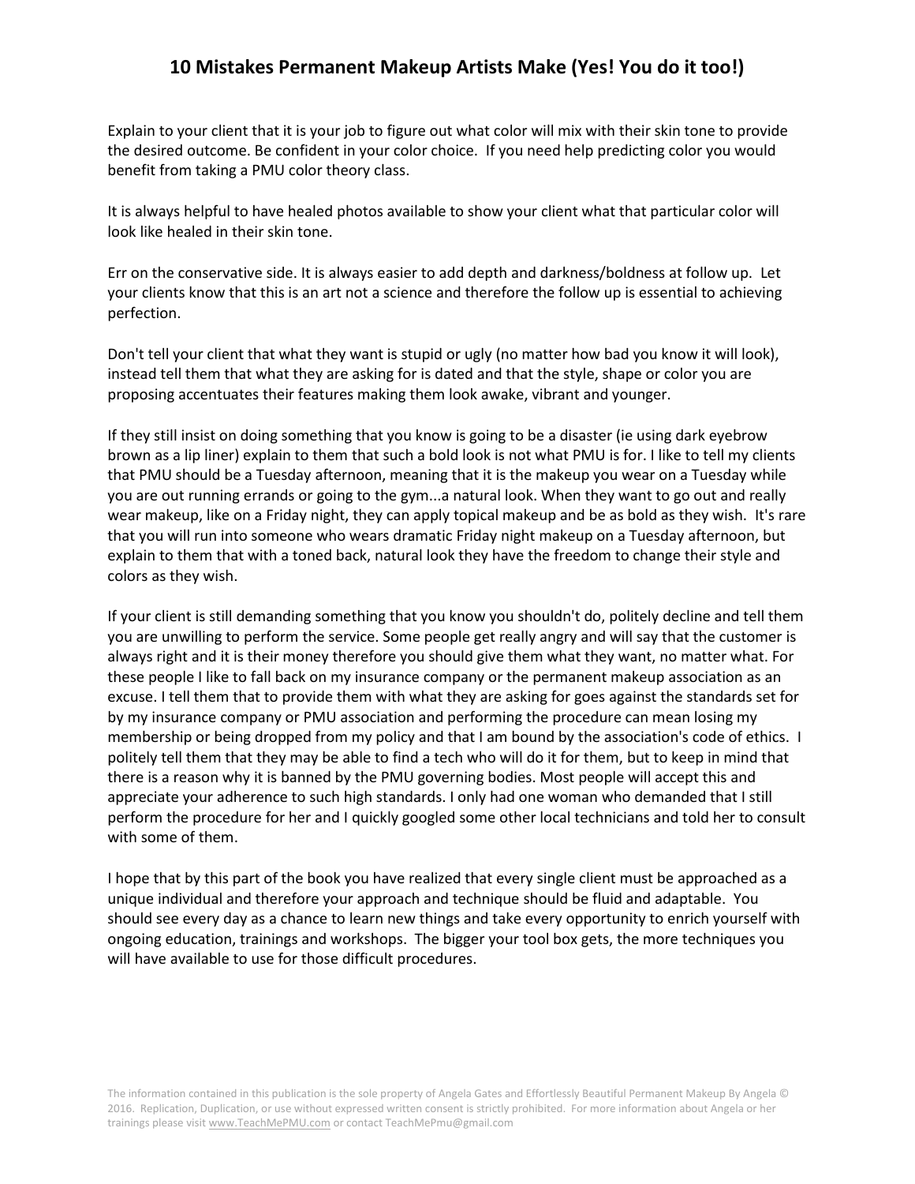Explain to your client that it is your job to figure out what color will mix with their skin tone to provide the desired outcome. Be confident in your color choice. If you need help predicting color you would benefit from taking a PMU color theory class.

It is always helpful to have healed photos available to show your client what that particular color will look like healed in their skin tone.

Err on the conservative side. It is always easier to add depth and darkness/boldness at follow up. Let your clients know that this is an art not a science and therefore the follow up is essential to achieving perfection.

Don't tell your client that what they want is stupid or ugly (no matter how bad you know it will look), instead tell them that what they are asking for is dated and that the style, shape or color you are proposing accentuates their features making them look awake, vibrant and younger.

If they still insist on doing something that you know is going to be a disaster (ie using dark eyebrow brown as a lip liner) explain to them that such a bold look is not what PMU is for. I like to tell my clients that PMU should be a Tuesday afternoon, meaning that it is the makeup you wear on a Tuesday while you are out running errands or going to the gym...a natural look. When they want to go out and really wear makeup, like on a Friday night, they can apply topical makeup and be as bold as they wish. It's rare that you will run into someone who wears dramatic Friday night makeup on a Tuesday afternoon, but explain to them that with a toned back, natural look they have the freedom to change their style and colors as they wish.

If your client is still demanding something that you know you shouldn't do, politely decline and tell them you are unwilling to perform the service. Some people get really angry and will say that the customer is always right and it is their money therefore you should give them what they want, no matter what. For these people I like to fall back on my insurance company or the permanent makeup association as an excuse. I tell them that to provide them with what they are asking for goes against the standards set for by my insurance company or PMU association and performing the procedure can mean losing my membership or being dropped from my policy and that I am bound by the association's code of ethics. I politely tell them that they may be able to find a tech who will do it for them, but to keep in mind that there is a reason why it is banned by the PMU governing bodies. Most people will accept this and appreciate your adherence to such high standards. I only had one woman who demanded that I still perform the procedure for her and I quickly googled some other local technicians and told her to consult with some of them.

I hope that by this part of the book you have realized that every single client must be approached as a unique individual and therefore your approach and technique should be fluid and adaptable. You should see every day as a chance to learn new things and take every opportunity to enrich yourself with ongoing education, trainings and workshops. The bigger your tool box gets, the more techniques you will have available to use for those difficult procedures.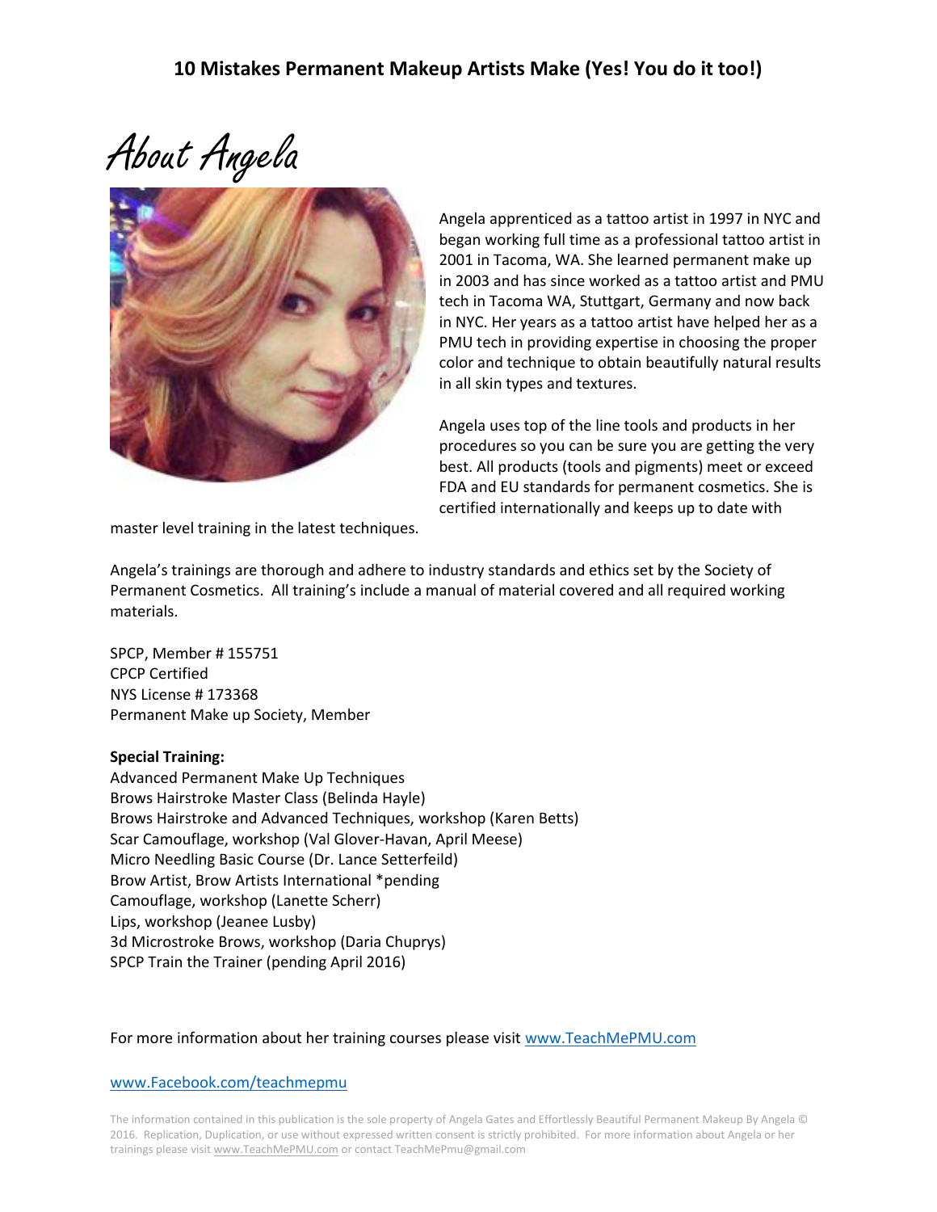## About Angela

Angela apprenticed as a tattoo artist in 1997 in NYC and began working full time as a professional tattoo artist in 2001 in Tacoma, WA. She learned permanent make up in 2003 and has since worked as a tattoo artist and PMU tech in Tacoma WA, Stuttgart, Germany and now back in NYC. Her years as a tattoo artist have helped her as a PMU tech in providing expertise in choosing the proper color and technique to obtain beautifully natural results in all skin types and textures.

Angela uses top of the line tools and products in her procedures so you can be sure you are getting the very best. All products (tools and pigments) meet or exceed FDA and EU standards for permanent cosmetics. She is certified internationally and keeps up to date with master level training in the latest techniques.

Angela's trainings are thorough and adhere to industry standards and ethics set by the Society of Permanent Cosmetics. All training's include a manual of material covered and all required working materials.

SPCP, Member # 155751
CPCP Certified
NYS License # 173368
Permanent Make up Society, Member

**Special Training:**
Advanced Permanent Make Up Techniques
Brows Hairstroke Master Class (Belinda Hayle)
Brows Hairstroke and Advanced Techniques, workshop (Karen Betts)
Scar Camouflage, workshop (Val Glover-Havan, April Meese)
Micro Needling Basic Course (Dr. Lance Setterfeild)
Brow Artist, Brow Artists International *pending
Camouflage, workshop (Lanette Scherr)
Lips, workshop (Jeanee Lusby)
3d Microstroke Brows, workshop (Daria Chuprys)
SPCP Train the Trainer (pending April 2016)

For more information about her training courses please visit www.TeachMePMU.com

www.Facebook.com/teachmepmu

The information contained in this publication is the sole property of Angela Gates and Effortlessly Beautiful Permanent Makeup By Angela © 2016. Replication, Duplication, or use without expressed written consent is strictly prohibited. For more information about Angela or her trainings please visit www.TeachMePMU.com or contact TeachMePmu@gmail.com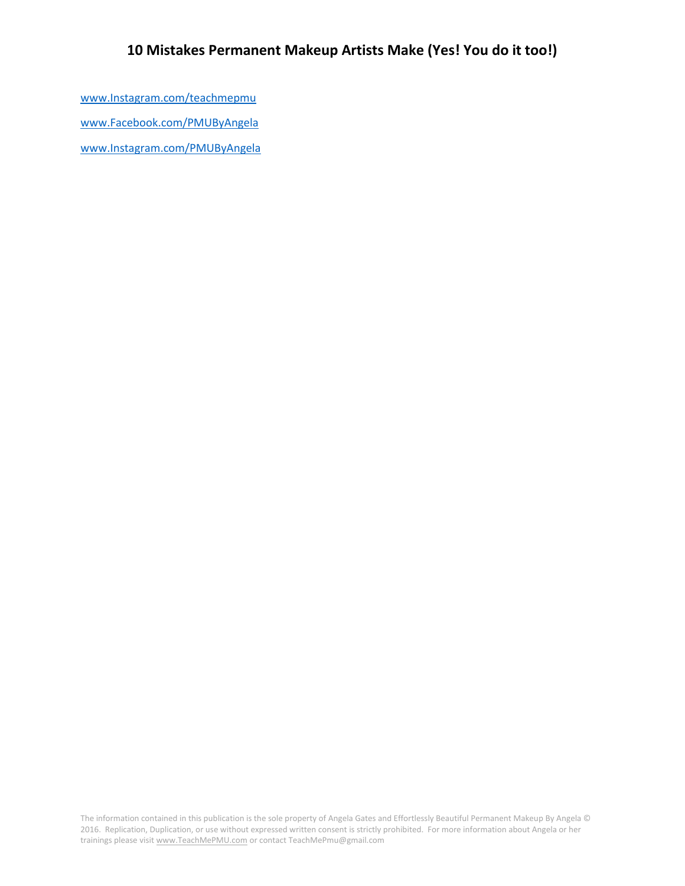www.Instagram.com/teachmepmu

www.Facebook.com/PMUByAngela

www.Instagram.com/PMUByAngela